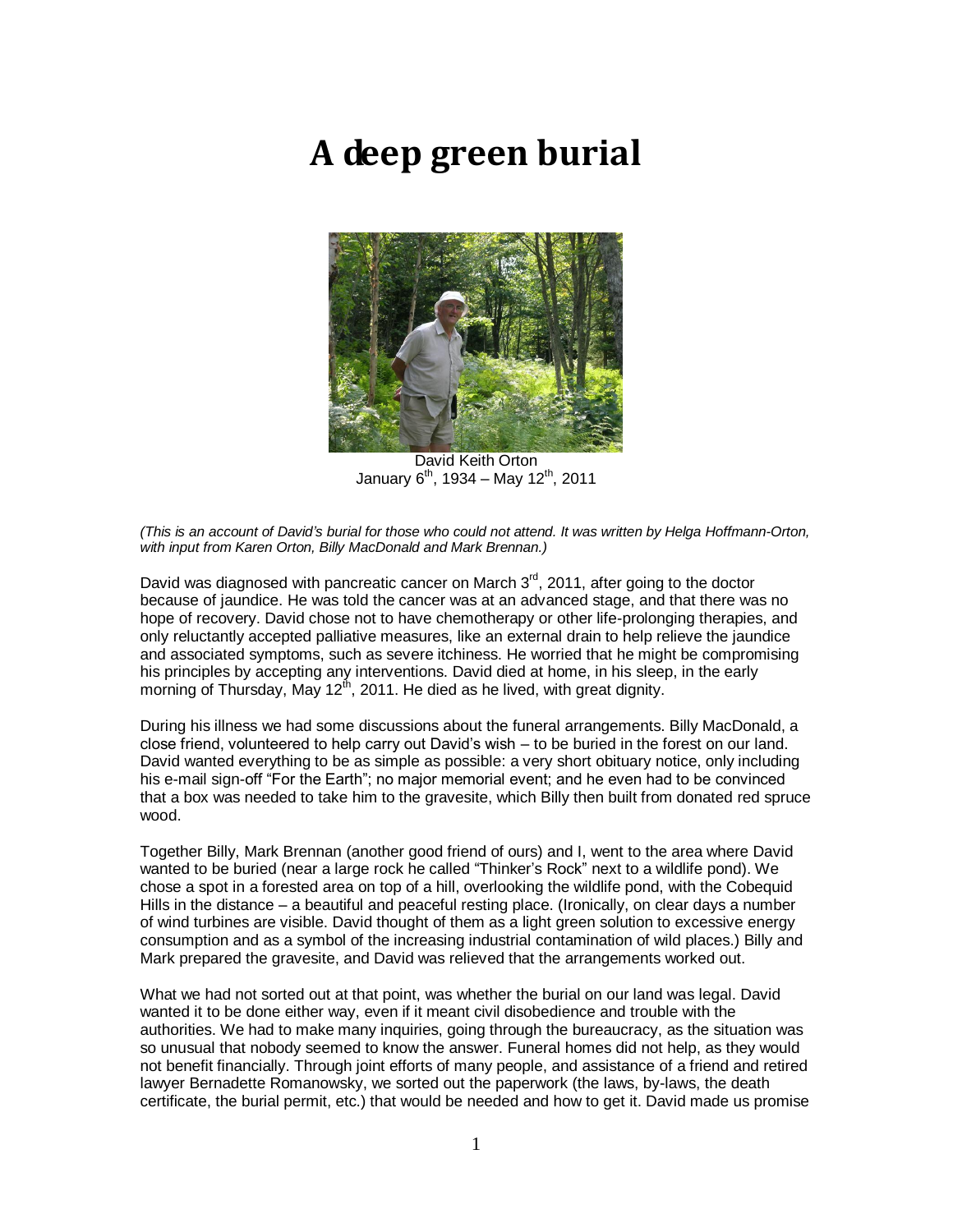# A deep green burial

David Keith Orton
January 6th, 1934 – May 12th, 2011

*(This is an account of David's burial for those who could not attend. It was written by Helga Hoffmann-Orton, with input from Karen Orton, Billy MacDonald and Mark Brennan.)*

David was diagnosed with pancreatic cancer on March 3rd, 2011, after going to the doctor because of jaundice. He was told the cancer was at an advanced stage, and that there was no hope of recovery. David chose not to have chemotherapy or other life-prolonging therapies, and only reluctantly accepted palliative measures, like an external drain to help relieve the jaundice and associated symptoms, such as severe itchiness. He worried that he might be compromising his principles by accepting any interventions. David died at home, in his sleep, in the early morning of Thursday, May 12th, 2011. He died as he lived, with great dignity.

During his illness we had some discussions about the funeral arrangements. Billy MacDonald, a close friend, volunteered to help carry out David's wish – to be buried in the forest on our land. David wanted everything to be as simple as possible: a very short obituary notice, only including his e-mail sign-off "For the Earth"; no major memorial event; and he even had to be convinced that a box was needed to take him to the gravesite, which Billy then built from donated red spruce wood.

Together Billy, Mark Brennan (another good friend of ours) and I, went to the area where David wanted to be buried (near a large rock he called "Thinker's Rock" next to a wildlife pond). We chose a spot in a forested area on top of a hill, overlooking the wildlife pond, with the Cobequid Hills in the distance – a beautiful and peaceful resting place. (Ironically, on clear days a number of wind turbines are visible. David thought of them as a light green solution to excessive energy consumption and as a symbol of the increasing industrial contamination of wild places.) Billy and Mark prepared the gravesite, and David was relieved that the arrangements worked out.

What we had not sorted out at that point, was whether the burial on our land was legal. David wanted it to be done either way, even if it meant civil disobedience and trouble with the authorities. We had to make many inquiries, going through the bureaucracy, as the situation was so unusual that nobody seemed to know the answer. Funeral homes did not help, as they would not benefit financially. Through joint efforts of many people, and assistance of a friend and retired lawyer Bernadette Romanowsky, we sorted out the paperwork (the laws, by-laws, the death certificate, the burial permit, etc.) that would be needed and how to get it. David made us promise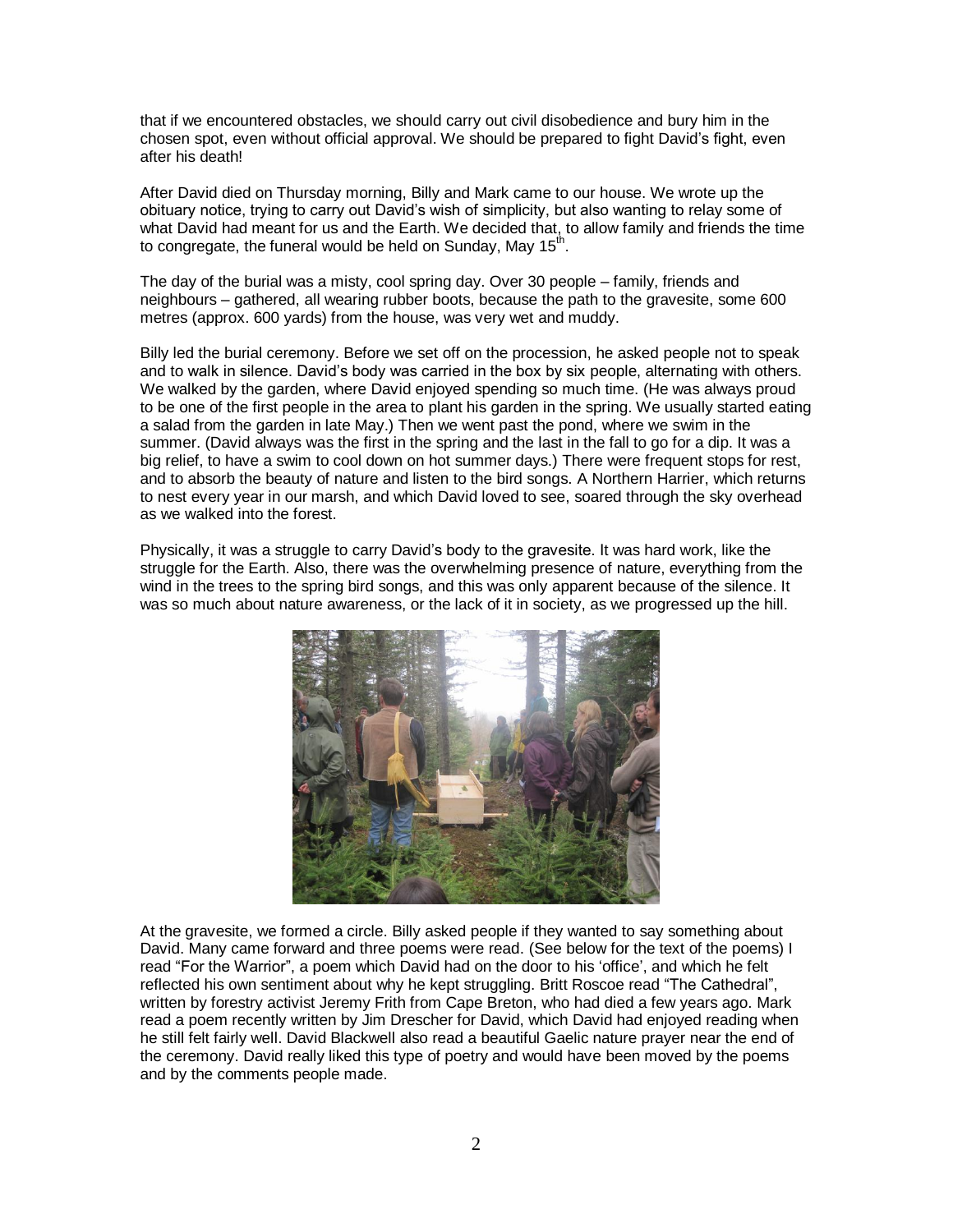that if we encountered obstacles, we should carry out civil disobedience and bury him in the chosen spot, even without official approval. We should be prepared to fight David's fight, even after his death!

After David died on Thursday morning, Billy and Mark came to our house. We wrote up the obituary notice, trying to carry out David's wish of simplicity, but also wanting to relay some of what David had meant for us and the Earth. We decided that, to allow family and friends the time to congregate, the funeral would be held on Sunday, May 15th.

The day of the burial was a misty, cool spring day. Over 30 people – family, friends and neighbours – gathered, all wearing rubber boots, because the path to the gravesite, some 600 metres (approx. 600 yards) from the house, was very wet and muddy.

Billy led the burial ceremony. Before we set off on the procession, he asked people not to speak and to walk in silence. David's body was carried in the box by six people, alternating with others. We walked by the garden, where David enjoyed spending so much time. (He was always proud to be one of the first people in the area to plant his garden in the spring. We usually started eating a salad from the garden in late May.) Then we went past the pond, where we swim in the summer. (David always was the first in the spring and the last in the fall to go for a dip. It was a big relief, to have a swim to cool down on hot summer days.) There were frequent stops for rest, and to absorb the beauty of nature and listen to the bird songs. A Northern Harrier, which returns to nest every year in our marsh, and which David loved to see, soared through the sky overhead as we walked into the forest.

Physically, it was a struggle to carry David's body to the gravesite. It was hard work, like the struggle for the Earth. Also, there was the overwhelming presence of nature, everything from the wind in the trees to the spring bird songs, and this was only apparent because of the silence. It was so much about nature awareness, or the lack of it in society, as we progressed up the hill.

At the gravesite, we formed a circle. Billy asked people if they wanted to say something about David. Many came forward and three poems were read. (See below for the text of the poems) I read "For the Warrior", a poem which David had on the door to his 'office', and which he felt reflected his own sentiment about why he kept struggling. Britt Roscoe read "The Cathedral", written by forestry activist Jeremy Frith from Cape Breton, who had died a few years ago. Mark read a poem recently written by Jim Drescher for David, which David had enjoyed reading when he still felt fairly well. David Blackwell also read a beautiful Gaelic nature prayer near the end of the ceremony. David really liked this type of poetry and would have been moved by the poems and by the comments people made.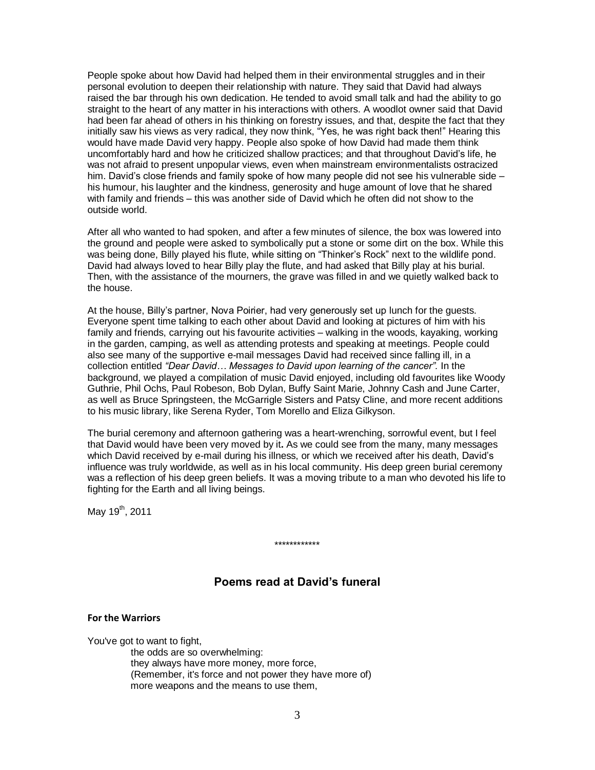People spoke about how David had helped them in their environmental struggles and in their personal evolution to deepen their relationship with nature. They said that David had always raised the bar through his own dedication. He tended to avoid small talk and had the ability to go straight to the heart of any matter in his interactions with others. A woodlot owner said that David had been far ahead of others in his thinking on forestry issues, and that, despite the fact that they initially saw his views as very radical, they now think, "Yes, he was right back then!" Hearing this would have made David very happy. People also spoke of how David had made them think uncomfortably hard and how he criticized shallow practices; and that throughout David's life, he was not afraid to present unpopular views, even when mainstream environmentalists ostracized him. David's close friends and family spoke of how many people did not see his vulnerable side – his humour, his laughter and the kindness, generosity and huge amount of love that he shared with family and friends – this was another side of David which he often did not show to the outside world.

After all who wanted to had spoken, and after a few minutes of silence, the box was lowered into the ground and people were asked to symbolically put a stone or some dirt on the box. While this was being done, Billy played his flute, while sitting on "Thinker's Rock" next to the wildlife pond. David had always loved to hear Billy play the flute, and had asked that Billy play at his burial. Then, with the assistance of the mourners, the grave was filled in and we quietly walked back to the house.

At the house, Billy's partner, Nova Poirier, had very generously set up lunch for the guests. Everyone spent time talking to each other about David and looking at pictures of him with his family and friends, carrying out his favourite activities – walking in the woods, kayaking, working in the garden, camping, as well as attending protests and speaking at meetings. People could also see many of the supportive e-mail messages David had received since falling ill, in a collection entitled *"Dear David… Messages to David upon learning of the cancer"*. In the background, we played a compilation of music David enjoyed, including old favourites like Woody Guthrie, Phil Ochs, Paul Robeson, Bob Dylan, Buffy Saint Marie, Johnny Cash and June Carter, as well as Bruce Springsteen, the McGarrigle Sisters and Patsy Cline, and more recent additions to his music library, like Serena Ryder, Tom Morello and Eliza Gilkyson.

The burial ceremony and afternoon gathering was a heart-wrenching, sorrowful event, but I feel that David would have been very moved by it**.** As we could see from the many, many messages which David received by e-mail during his illness, or which we received after his death, David's influence was truly worldwide, as well as in his local community. His deep green burial ceremony was a reflection of his deep green beliefs. It was a moving tribute to a man who devoted his life to fighting for the Earth and all living beings.

May 19th, 2011

************

## Poems read at David's funeral

**For the Warriors**

You've got to want to fight,  
    the odds are so overwhelming:  
    they always have more money, more force,  
    (Remember, it's force and not power they have more of)  
    more weapons and the means to use them,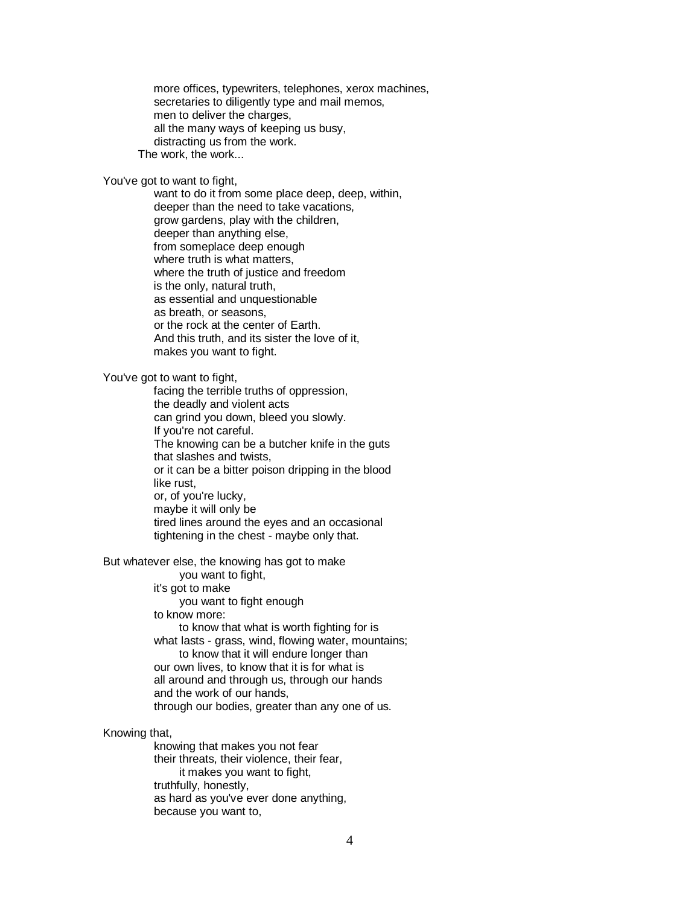more offices, typewriters, telephones, xerox machines,
secretaries to diligently type and mail memos,
men to deliver the charges,
all the many ways of keeping us busy,
distracting us from the work.
The work, the work...

You've got to want to fight,
want to do it from some place deep, deep, within,
deeper than the need to take vacations,
grow gardens, play with the children,
deeper than anything else,
from someplace deep enough
where truth is what matters,
where the truth of justice and freedom
is the only, natural truth,
as essential and unquestionable
as breath, or seasons,
or the rock at the center of Earth.
And this truth, and its sister the love of it,
makes you want to fight.

You've got to want to fight,
facing the terrible truths of oppression,
the deadly and violent acts
can grind you down, bleed you slowly.
If you're not careful.
The knowing can be a butcher knife in the guts
that slashes and twists,
or it can be a bitter poison dripping in the blood
like rust,
or, of you're lucky,
maybe it will only be
tired lines around the eyes and an occasional
tightening in the chest - maybe only that.

But whatever else, the knowing has got to make
you want to fight,
it's got to make
you want to fight enough
to know more:
to know that what is worth fighting for is
what lasts - grass, wind, flowing water, mountains;
to know that it will endure longer than
our own lives, to know that it is for what is
all around and through us, through our hands
and the work of our hands,
through our bodies, greater than any one of us.

Knowing that,
knowing that makes you not fear
their threats, their violence, their fear,
it makes you want to fight,
truthfully, honestly,
as hard as you've ever done anything,
because you want to,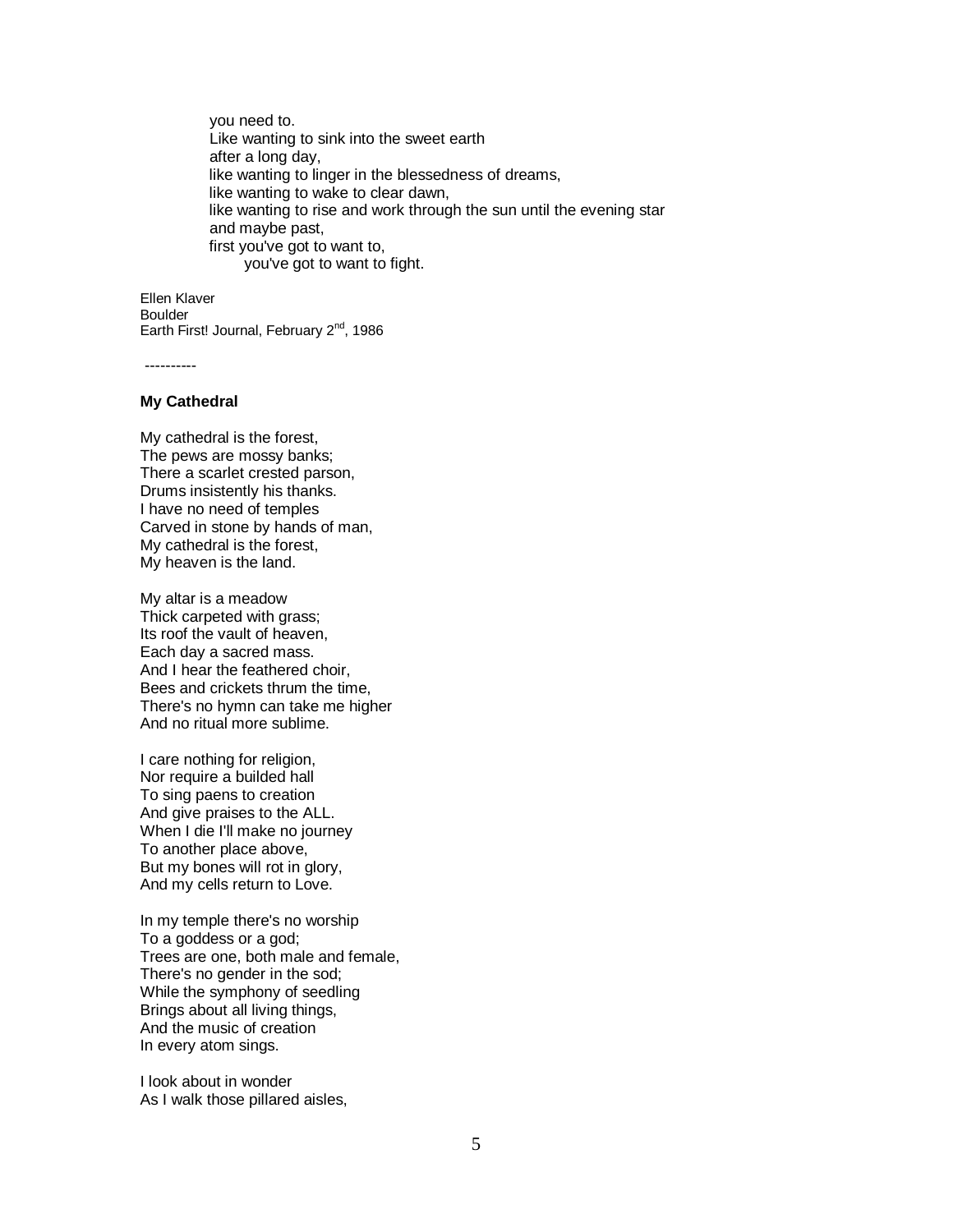you need to.
Like wanting to sink into the sweet earth
after a long day,
like wanting to linger in the blessedness of dreams,
like wanting to wake to clear dawn,
like wanting to rise and work through the sun until the evening star
and maybe past,
first you've got to want to,
    you've got to want to fight.

Ellen Klaver
Boulder
Earth First! Journal, February 2nd, 1986

----------

**My Cathedral**

My cathedral is the forest,
The pews are mossy banks;
There a scarlet crested parson,
Drums insistently his thanks.
I have no need of temples
Carved in stone by hands of man,
My cathedral is the forest,
My heaven is the land.

My altar is a meadow
Thick carpeted with grass;
Its roof the vault of heaven,
Each day a sacred mass.
And I hear the feathered choir,
Bees and crickets thrum the time,
There's no hymn can take me higher
And no ritual more sublime.

I care nothing for religion,
Nor require a builded hall
To sing paens to creation
And give praises to the ALL.
When I die I'll make no journey
To another place above,
But my bones will rot in glory,
And my cells return to Love.

In my temple there's no worship
To a goddess or a god;
Trees are one, both male and female,
There's no gender in the sod;
While the symphony of seedling
Brings about all living things,
And the music of creation
In every atom sings.

I look about in wonder
As I walk those pillared aisles,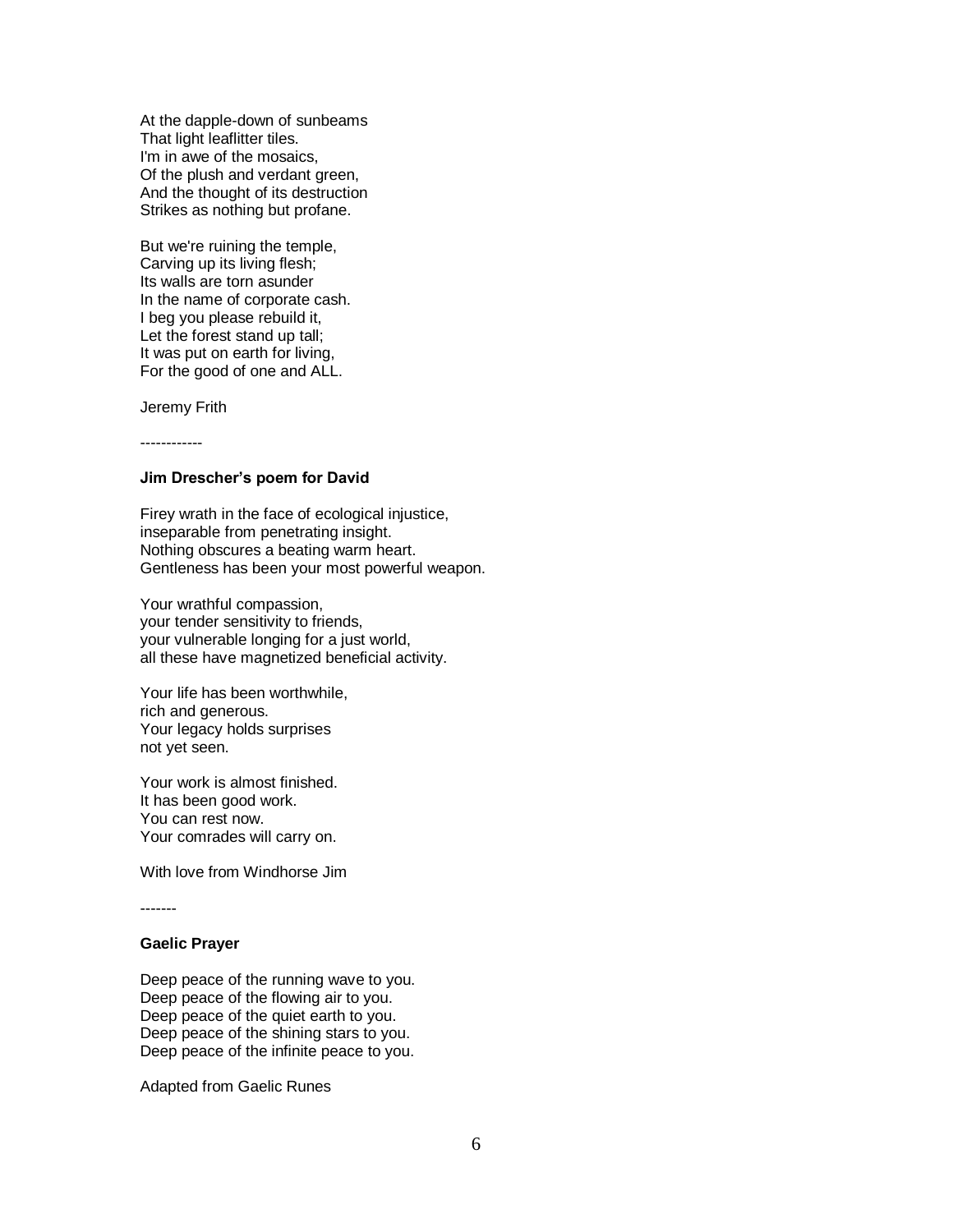At the dapple-down of sunbeams
That light leaflitter tiles.
I'm in awe of the mosaics,
Of the plush and verdant green,
And the thought of its destruction
Strikes as nothing but profane.

But we're ruining the temple,
Carving up its living flesh;
Its walls are torn asunder
In the name of corporate cash.
I beg you please rebuild it,
Let the forest stand up tall;
It was put on earth for living,
For the good of one and ALL.

Jeremy Frith

------------

**Jim Drescher's poem for David**

Firey wrath in the face of ecological injustice,
inseparable from penetrating insight.
Nothing obscures a beating warm heart.
Gentleness has been your most powerful weapon.

Your wrathful compassion,
your tender sensitivity to friends,
your vulnerable longing for a just world,
all these have magnetized beneficial activity.

Your life has been worthwhile,
rich and generous.
Your legacy holds surprises
not yet seen.

Your work is almost finished.
It has been good work.
You can rest now.
Your comrades will carry on.

With love from Windhorse Jim

-------

**Gaelic Prayer**

Deep peace of the running wave to you.
Deep peace of the flowing air to you.
Deep peace of the quiet earth to you.
Deep peace of the shining stars to you.
Deep peace of the infinite peace to you.

Adapted from Gaelic Runes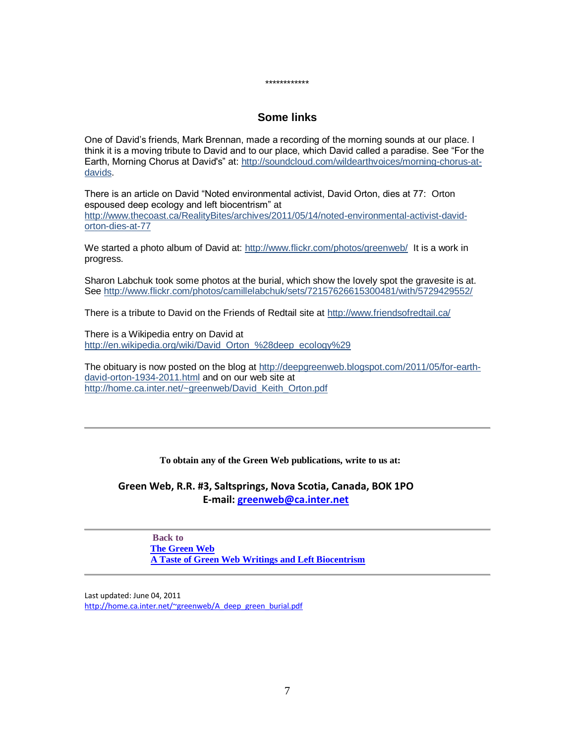\*\*\*\*\*\*\*\*\*\*\*\*

## Some links

One of David's friends, Mark Brennan, made a recording of the morning sounds at our place. I think it is a moving tribute to David and to our place, which David called a paradise. See "For the Earth, Morning Chorus at David's" at: http://soundcloud.com/wildearthvoices/morning-chorus-at-davids.

There is an article on David "Noted environmental activist, David Orton, dies at 77: Orton espoused deep ecology and left biocentrism" at http://www.thecoast.ca/RealityBites/archives/2011/05/14/noted-environmental-activist-david-orton-dies-at-77

We started a photo album of David at: http://www.flickr.com/photos/greenweb/ It is a work in progress.

Sharon Labchuk took some photos at the burial, which show the lovely spot the gravesite is at. See http://www.flickr.com/photos/camillelabchuk/sets/72157626615300481/with/5729429552/

There is a tribute to David on the Friends of Redtail site at http://www.friendsofredtail.ca/

There is a Wikipedia entry on David at http://en.wikipedia.org/wiki/David_Orton_%28deep_ecology%29

The obituary is now posted on the blog at http://deepgreenweb.blogspot.com/2011/05/for-earth-david-orton-1934-2011.html and on our web site at http://home.ca.inter.net/~greenweb/David_Keith_Orton.pdf

---

**To obtain any of the Green Web publications, write to us at:**

**Green Web, R.R. #3, Saltsprings, Nova Scotia, Canada, BOK 1PO**
**E-mail: greenweb@ca.inter.net**

---

**Back to**
**The Green Web**
**A Taste of Green Web Writings and Left Biocentrism**

---

Last updated: June 04, 2011
http://home.ca.inter.net/~greenweb/A_deep_green_burial.pdf